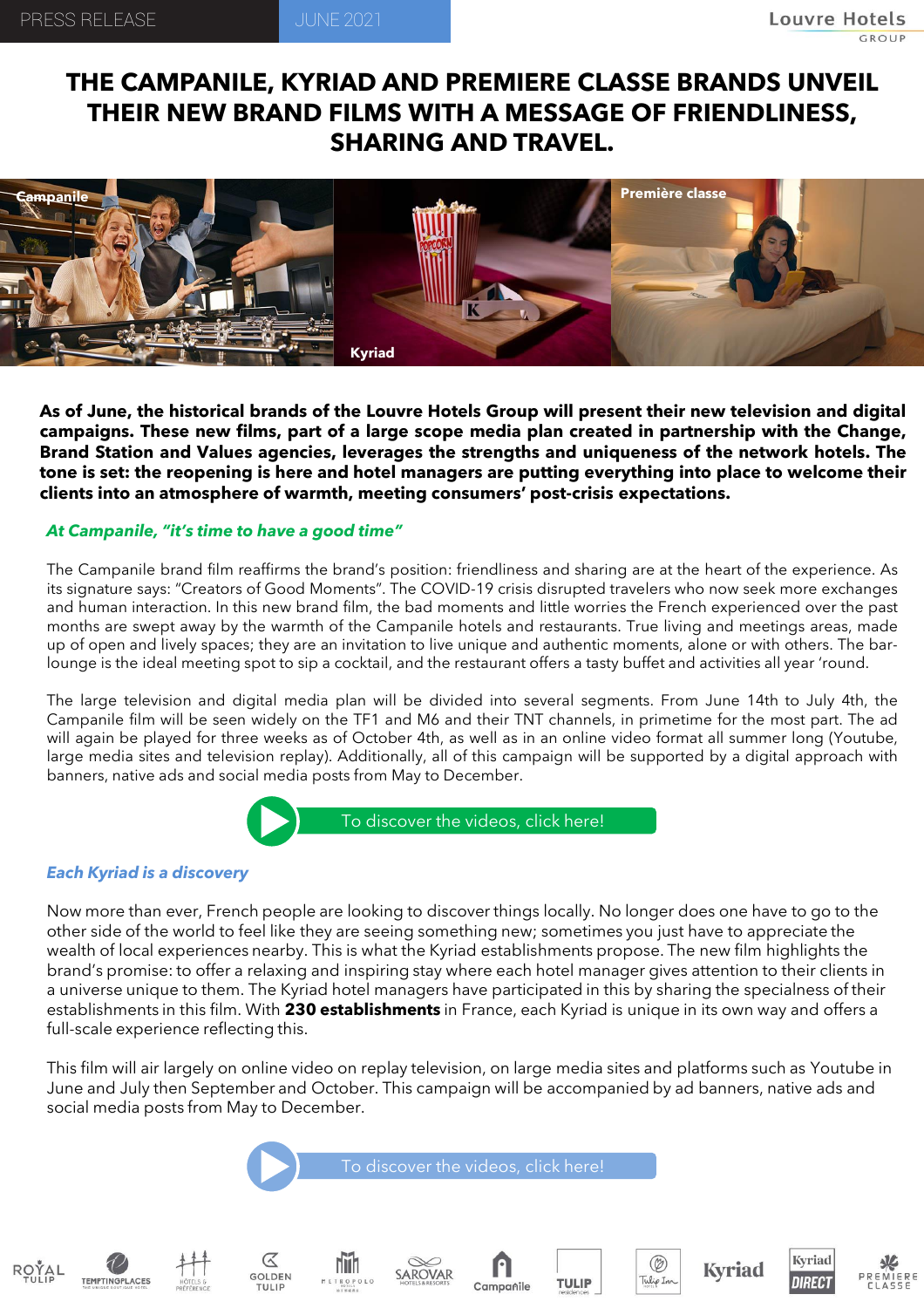PRESS RELEASE JUNE 2021

# THE CAMPANILE, KYRIAD AND PREMIERE CLASSE BRANDS UNVEIL THEIR NEW BRAND FILMS WITH A MESSAGE OF FRIENDLINESS, SHARING AND TRAVEL.

**As of June, the historical brands of the Louvre Hotels Group will present their new television and digital campaigns. These new films, part of a large scope media plan created in partnership with the Change, Brand Station and Values agencies, leverages the strengths and uniqueness of the network hotels. The tone is set: the reopening is here and hotel managers are putting everything into place to welcome their clients into an atmosphere of warmth, meeting consumers' post-crisis expectations.**

## *At Campanile, "it's time to have a good time"*

The Campanile brand film reaffirms the brand's position: friendliness and sharing are at the heart of the experience. As its signature says: "Creators of Good Moments". The COVID-19 crisis disrupted travelers who now seek more exchanges and human interaction. In this new brand film, the bad moments and little worries the French experienced over the past months are swept away by the warmth of the Campanile hotels and restaurants. True living and meetings areas, made up of open and lively spaces; they are an invitation to live unique and authentic moments, alone or with others. The bar-lounge is the ideal meeting spot to sip a cocktail, and the restaurant offers a tasty buffet and activities all year 'round.

The large television and digital media plan will be divided into several segments. From June 14th to July 4th, the Campanile film will be seen widely on the TF1 and M6 and their TNT channels, in primetime for the most part. The ad will again be played for three weeks as of October 4th, as well as in an online video format all summer long (Youtube, large media sites and television replay). Additionally, all of this campaign will be supported by a digital approach with banners, native ads and social media posts from May to December.

To discover the videos, click here!

## *Each Kyriad is a discovery*

Now more than ever, French people are looking to discover things locally. No longer does one have to go to the other side of the world to feel like they are seeing something new; sometimes you just have to appreciate the wealth of local experiences nearby. This is what the Kyriad establishments propose. The new film highlights the brand's promise: to offer a relaxing and inspiring stay where each hotel manager gives attention to their clients in a universe unique to them. The Kyriad hotel managers have participated in this by sharing the specialness of their establishments in this film. With **230 establishments** in France, each Kyriad is unique in its own way and offers a full-scale experience reflecting this.

This film will air largely on online video on replay television, on large media sites and platforms such as Youtube in June and July then September and October. This campaign will be accompanied by ad banners, native ads and social media posts from May to December.

To discover the videos, click here!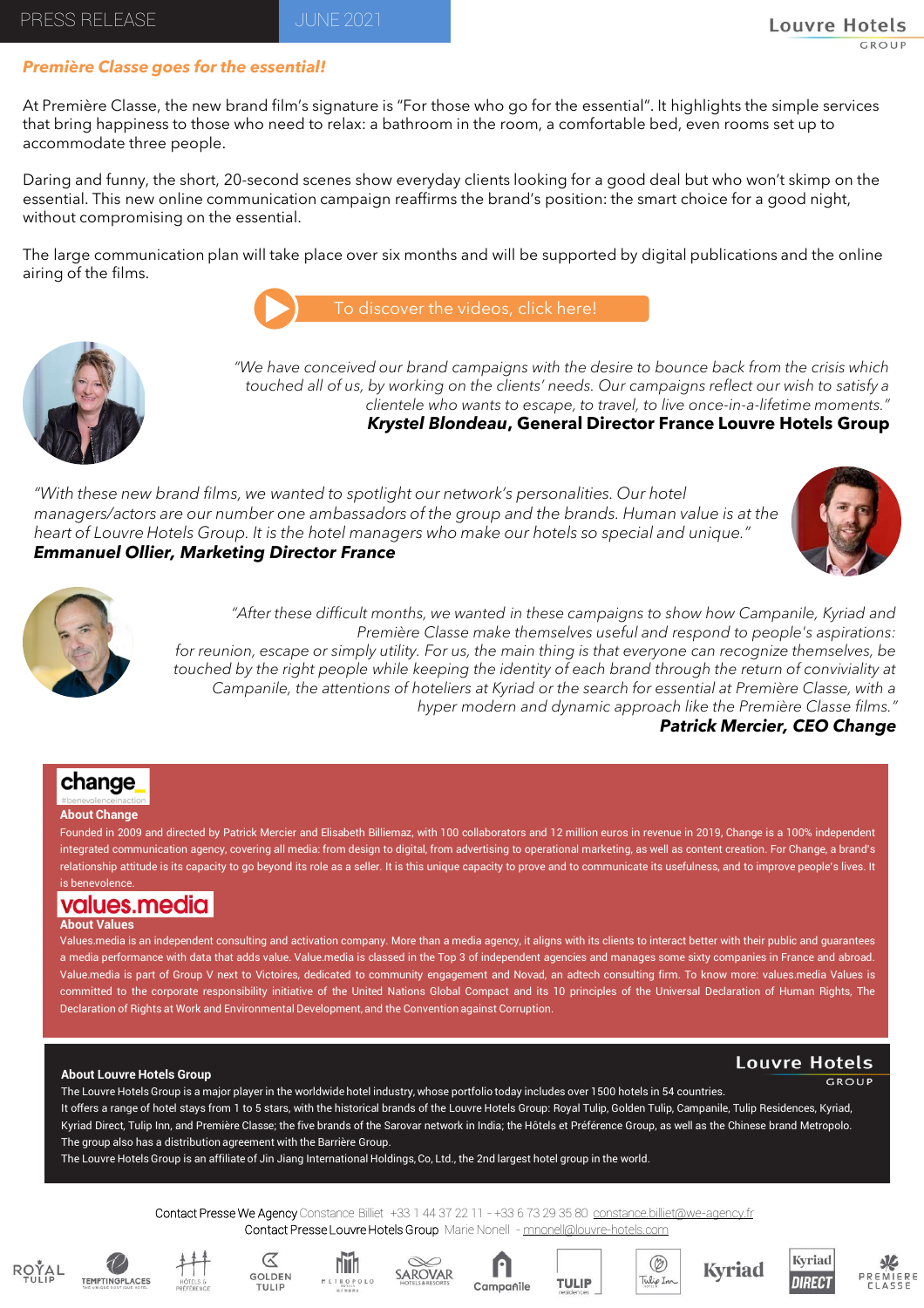PRESS RELEASE JUNE 2021

## Première Classe goes for the essential!

At Première Classe, the new brand film's signature is "For those who go for the essential". It highlights the simple services that bring happiness to those who need to relax: a bathroom in the room, a comfortable bed, even rooms set up to accommodate three people.

Daring and funny, the short, 20-second scenes show everyday clients looking for a good deal but who won't skimp on the essential. This new online communication campaign reaffirms the brand's position: the smart choice for a good night, without compromising on the essential.

The large communication plan will take place over six months and will be supported by digital publications and the online airing of the films.

To discover the videos, click here!

*"We have conceived our brand campaigns with the desire to bounce back from the crisis which touched all of us, by working on the clients' needs. Our campaigns reflect our wish to satisfy a clientele who wants to escape, to travel, to live once-in-a-lifetime moments."*
***Krystel Blondeau*, General Director France Louvre Hotels Group**

*"With these new brand films, we wanted to spotlight our network's personalities. Our hotel managers/actors are our number one ambassadors of the group and the brands. Human value is at the heart of Louvre Hotels Group. It is the hotel managers who make our hotels so special and unique."*
***Emmanuel Ollier, Marketing Director France***

*"After these difficult months, we wanted in these campaigns to show how Campanile, Kyriad and Première Classe make themselves useful and respond to people's aspirations: for reunion, escape or simply utility. For us, the main thing is that everyone can recognize themselves, be touched by the right people while keeping the identity of each brand through the return of conviviality at Campanile, the attentions of hoteliers at Kyriad or the search for essential at Première Classe, with a hyper modern and dynamic approach like the Première Classe films."*
***Patrick Mercier, CEO Change***

change_ #benevolenceinaction

**About Change**

Founded in 2009 and directed by Patrick Mercier and Elisabeth Billiemaz, with 100 collaborators and 12 million euros in revenue in 2019, Change is a 100% independent integrated communication agency, covering all media: from design to digital, from advertising to operational marketing, as well as content creation. For Change, a brand's relationship attitude is its capacity to go beyond its role as a seller. It is this unique capacity to prove and to communicate its usefulness, and to improve people's lives. It is benevolence.

values.media

**About Values**

Values.media is an independent consulting and activation company. More than a media agency, it aligns with its clients to interact better with their public and guarantees a media performance with data that adds value. Value.media is classed in the Top 3 of independent agencies and manages some sixty companies in France and abroad. Value.media is part of Group V next to Victoires, dedicated to community engagement and Novad, an adtech consulting firm. To know more: values.media Values is committed to the corporate responsibility initiative of the United Nations Global Compact and its 10 principles of the Universal Declaration of Human Rights, The Declaration of Rights at Work and Environmental Development, and the Convention against Corruption.

**About Louvre Hotels Group**

Louvre Hotels GROUP

The Louvre Hotels Group is a major player in the worldwide hotel industry, whose portfolio today includes over 1500 hotels in 54 countries.
It offers a range of hotel stays from 1 to 5 stars, with the historical brands of the Louvre Hotels Group: Royal Tulip, Golden Tulip, Campanile, Tulip Residences, Kyriad, Kyriad Direct, Tulip Inn, and Première Classe; the five brands of the Sarovar network in India; the Hôtels et Préférence Group, as well as the Chinese brand Metropolo.
The group also has a distribution agreement with the Barrière Group.
The Louvre Hotels Group is an affiliate of Jin Jiang International Holdings, Co, Ltd., the 2nd largest hotel group in the world.

Contact Presse We Agency Constance Billiet +33 1 44 37 22 11 - +33 6 73 29 35 80 constance.billiet@we-agency.fr
Contact Presse Louvre Hotels Group Marie Nonell - mnonell@louvre-hotels.com